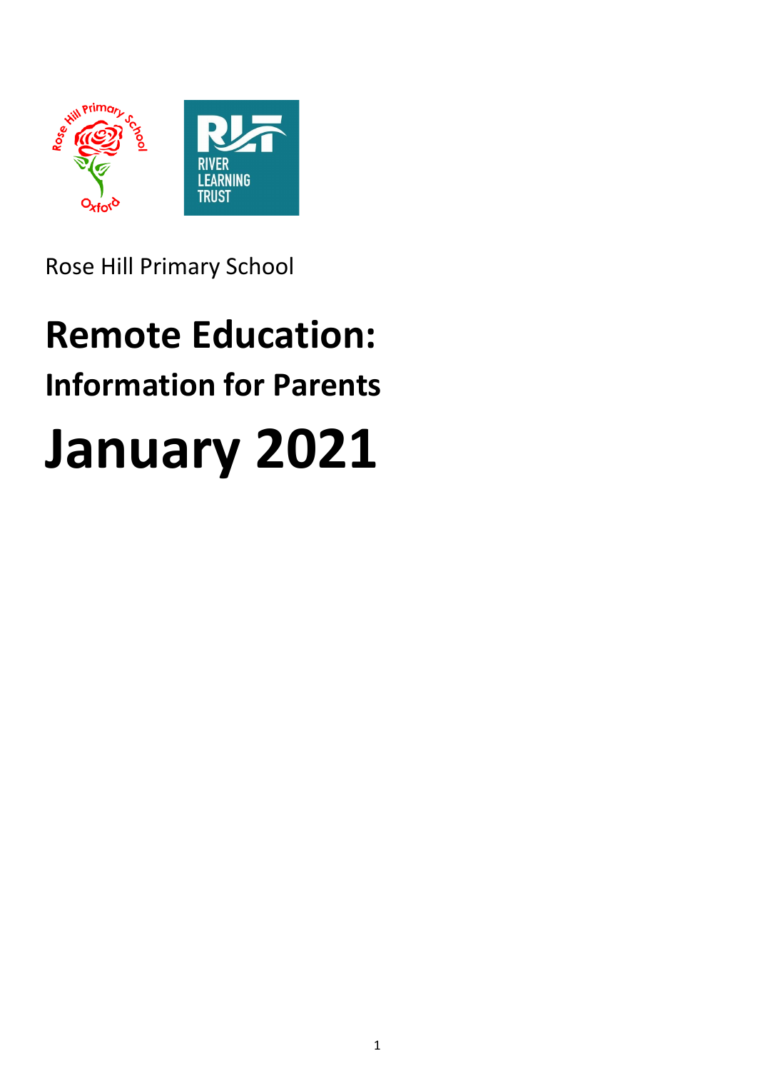Rose Hill Primary School

# Remote Education:

## Information for Parents

# January 2021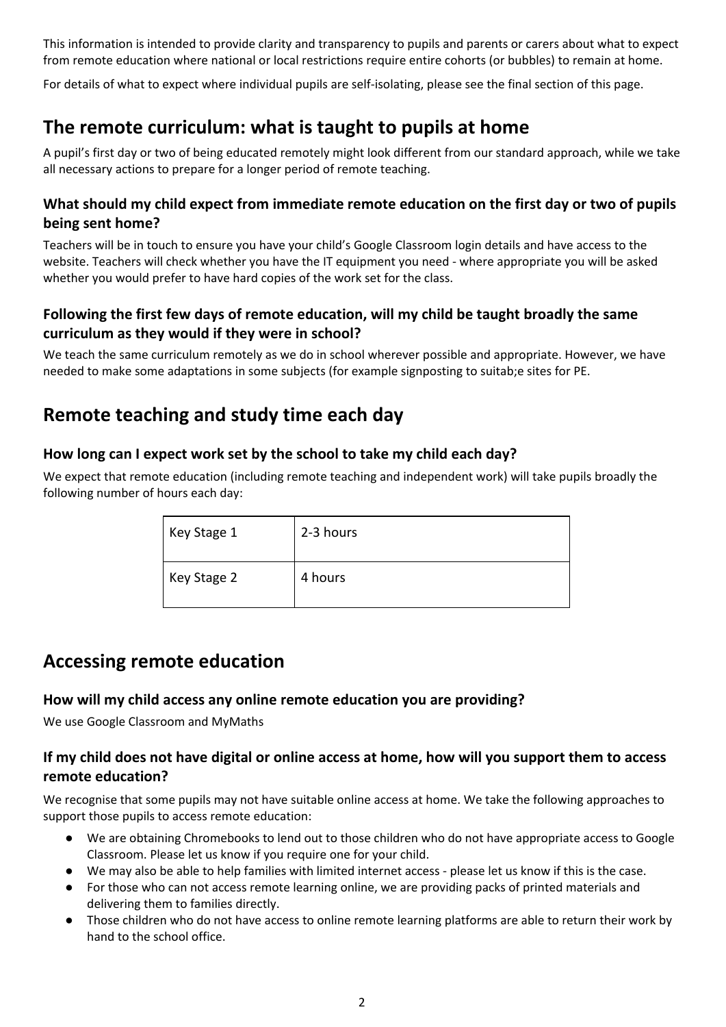This information is intended to provide clarity and transparency to pupils and parents or carers about what to expect from remote education where national or local restrictions require entire cohorts (or bubbles) to remain at home.

For details of what to expect where individual pupils are self-isolating, please see the final section of this page.

## The remote curriculum: what is taught to pupils at home

A pupil's first day or two of being educated remotely might look different from our standard approach, while we take all necessary actions to prepare for a longer period of remote teaching.

### What should my child expect from immediate remote education on the first day or two of pupils being sent home?

Teachers will be in touch to ensure you have your child's Google Classroom login details and have access to the website. Teachers will check whether you have the IT equipment you need - where appropriate you will be asked whether you would prefer to have hard copies of the work set for the class.

### Following the first few days of remote education, will my child be taught broadly the same curriculum as they would if they were in school?

We teach the same curriculum remotely as we do in school wherever possible and appropriate. However, we have needed to make some adaptations in some subjects (for example signposting to suitab;e sites for PE.

## Remote teaching and study time each day

### How long can I expect work set by the school to take my child each day?

We expect that remote education (including remote teaching and independent work) will take pupils broadly the following number of hours each day:

| | |
|---|---|
| Key Stage 1 | 2-3 hours |
| Key Stage 2 | 4 hours |

## Accessing remote education

### How will my child access any online remote education you are providing?

We use Google Classroom and MyMaths

### If my child does not have digital or online access at home, how will you support them to access remote education?

We recognise that some pupils may not have suitable online access at home. We take the following approaches to support those pupils to access remote education:

- We are obtaining Chromebooks to lend out to those children who do not have appropriate access to Google Classroom. Please let us know if you require one for your child.
- We may also be able to help families with limited internet access - please let us know if this is the case.
- For those who can not access remote learning online, we are providing packs of printed materials and delivering them to families directly.
- Those children who do not have access to online remote learning platforms are able to return their work by hand to the school office.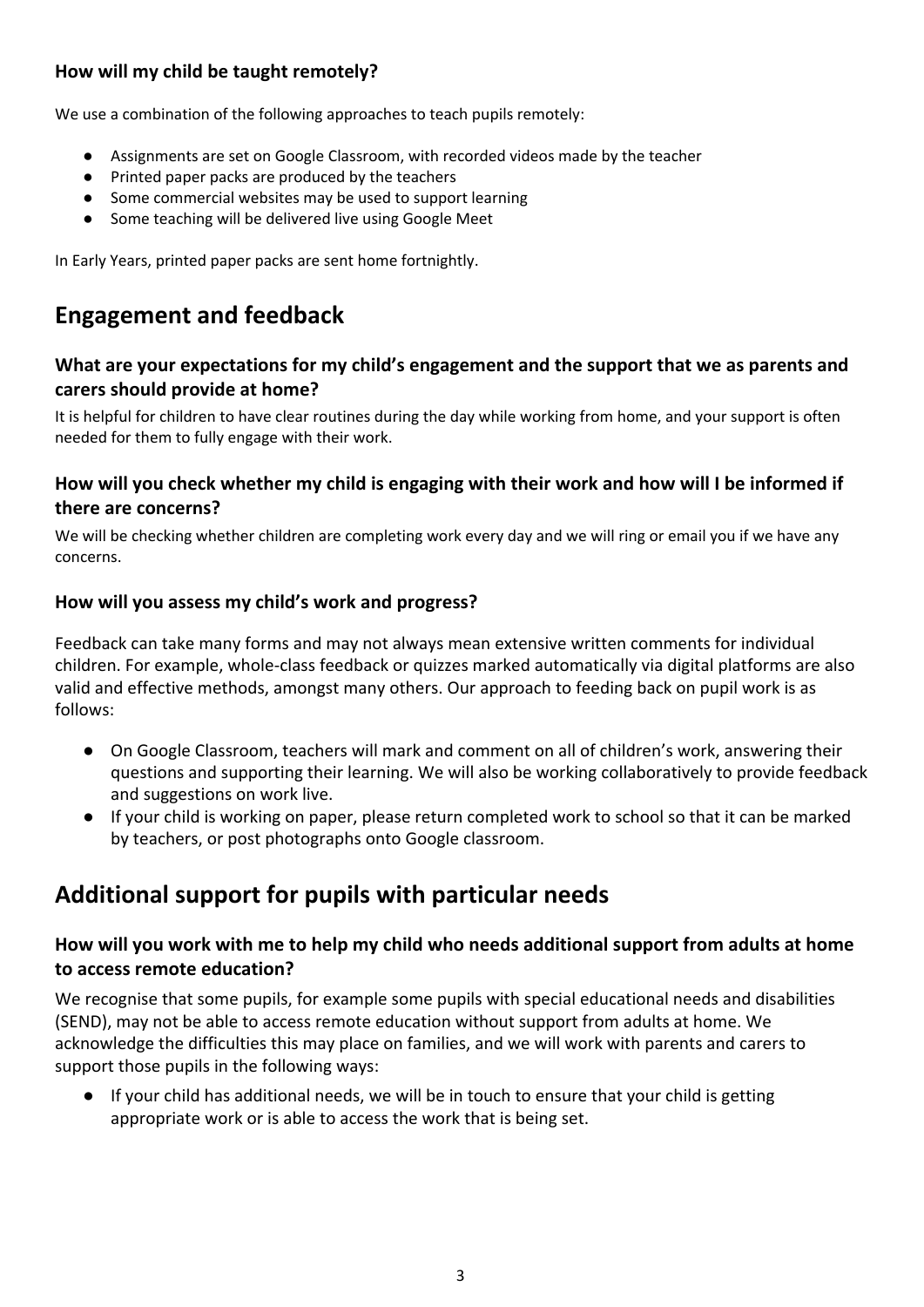### How will my child be taught remotely?

We use a combination of the following approaches to teach pupils remotely:

- Assignments are set on Google Classroom, with recorded videos made by the teacher
- Printed paper packs are produced by the teachers
- Some commercial websites may be used to support learning
- Some teaching will be delivered live using Google Meet

In Early Years, printed paper packs are sent home fortnightly.

## Engagement and feedback

### What are your expectations for my child's engagement and the support that we as parents and carers should provide at home?

It is helpful for children to have clear routines during the day while working from home, and your support is often needed for them to fully engage with their work.

### How will you check whether my child is engaging with their work and how will I be informed if there are concerns?

We will be checking whether children are completing work every day and we will ring or email you if we have any concerns.

### How will you assess my child's work and progress?

Feedback can take many forms and may not always mean extensive written comments for individual children. For example, whole-class feedback or quizzes marked automatically via digital platforms are also valid and effective methods, amongst many others. Our approach to feeding back on pupil work is as follows:

- On Google Classroom, teachers will mark and comment on all of children's work, answering their questions and supporting their learning. We will also be working collaboratively to provide feedback and suggestions on work live.
- If your child is working on paper, please return completed work to school so that it can be marked by teachers, or post photographs onto Google classroom.

## Additional support for pupils with particular needs

### How will you work with me to help my child who needs additional support from adults at home to access remote education?

We recognise that some pupils, for example some pupils with special educational needs and disabilities (SEND), may not be able to access remote education without support from adults at home. We acknowledge the difficulties this may place on families, and we will work with parents and carers to support those pupils in the following ways:

- If your child has additional needs, we will be in touch to ensure that your child is getting appropriate work or is able to access the work that is being set.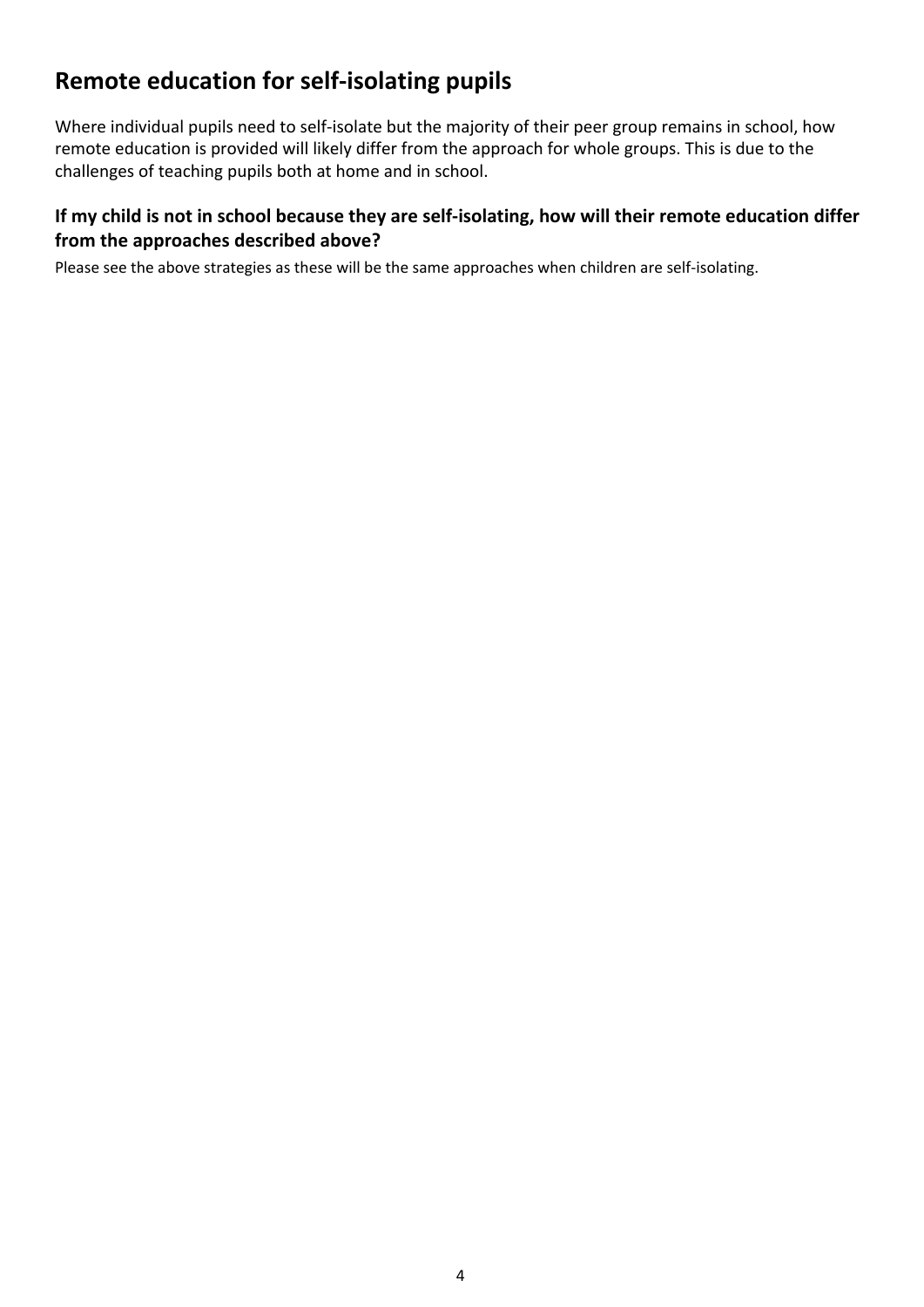## Remote education for self-isolating pupils

Where individual pupils need to self-isolate but the majority of their peer group remains in school, how remote education is provided will likely differ from the approach for whole groups. This is due to the challenges of teaching pupils both at home and in school.

### If my child is not in school because they are self-isolating, how will their remote education differ from the approaches described above?

Please see the above strategies as these will be the same approaches when children are self-isolating.